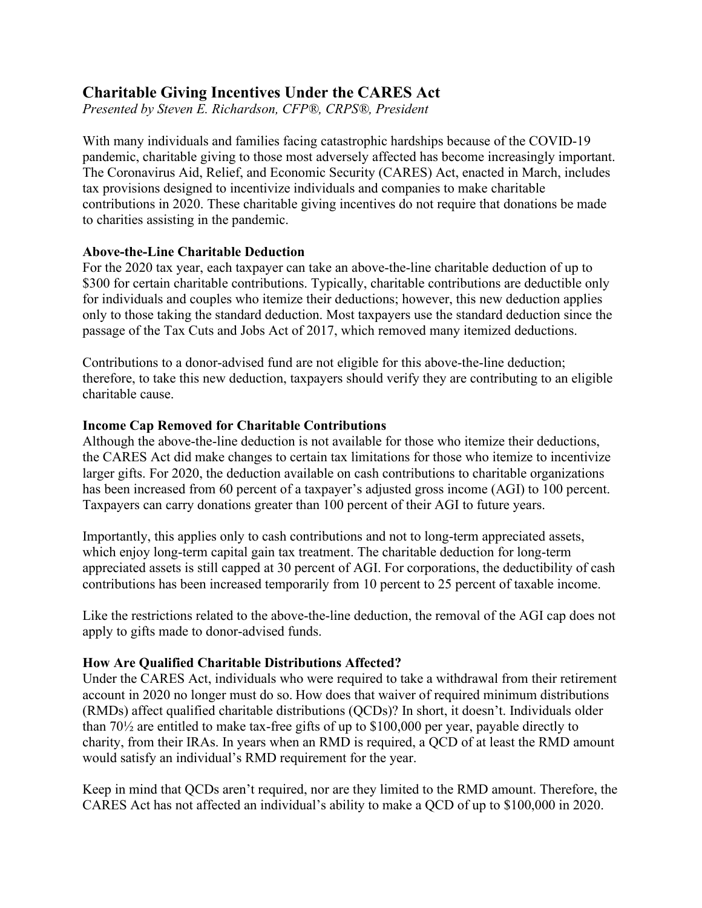# Charitable Giving Incentives Under the CARES Act

*Presented by Steven E. Richardson, CFP®, CRPS®, President*

With many individuals and families facing catastrophic hardships because of the COVID-19 pandemic, charitable giving to those most adversely affected has become increasingly important. The Coronavirus Aid, Relief, and Economic Security (CARES) Act, enacted in March, includes tax provisions designed to incentivize individuals and companies to make charitable contributions in 2020. These charitable giving incentives do not require that donations be made to charities assisting in the pandemic.

**Above-the-Line Charitable Deduction**

For the 2020 tax year, each taxpayer can take an above-the-line charitable deduction of up to $300 for certain charitable contributions. Typically, charitable contributions are deductible only for individuals and couples who itemize their deductions; however, this new deduction applies only to those taking the standard deduction. Most taxpayers use the standard deduction since the passage of the Tax Cuts and Jobs Act of 2017, which removed many itemized deductions.

Contributions to a donor-advised fund are not eligible for this above-the-line deduction; therefore, to take this new deduction, taxpayers should verify they are contributing to an eligible charitable cause.

**Income Cap Removed for Charitable Contributions**

Although the above-the-line deduction is not available for those who itemize their deductions, the CARES Act did make changes to certain tax limitations for those who itemize to incentivize larger gifts. For 2020, the deduction available on cash contributions to charitable organizations has been increased from 60 percent of a taxpayer's adjusted gross income (AGI) to 100 percent. Taxpayers can carry donations greater than 100 percent of their AGI to future years.

Importantly, this applies only to cash contributions and not to long-term appreciated assets, which enjoy long-term capital gain tax treatment. The charitable deduction for long-term appreciated assets is still capped at 30 percent of AGI. For corporations, the deductibility of cash contributions has been increased temporarily from 10 percent to 25 percent of taxable income.

Like the restrictions related to the above-the-line deduction, the removal of the AGI cap does not apply to gifts made to donor-advised funds.

**How Are Qualified Charitable Distributions Affected?**

Under the CARES Act, individuals who were required to take a withdrawal from their retirement account in 2020 no longer must do so. How does that waiver of required minimum distributions (RMDs) affect qualified charitable distributions (QCDs)? In short, it doesn't. Individuals older than 70½ are entitled to make tax-free gifts of up to $100,000 per year, payable directly to charity, from their IRAs. In years when an RMD is required, a QCD of at least the RMD amount would satisfy an individual's RMD requirement for the year.

Keep in mind that QCDs aren't required, nor are they limited to the RMD amount. Therefore, the CARES Act has not affected an individual's ability to make a QCD of up to $100,000 in 2020.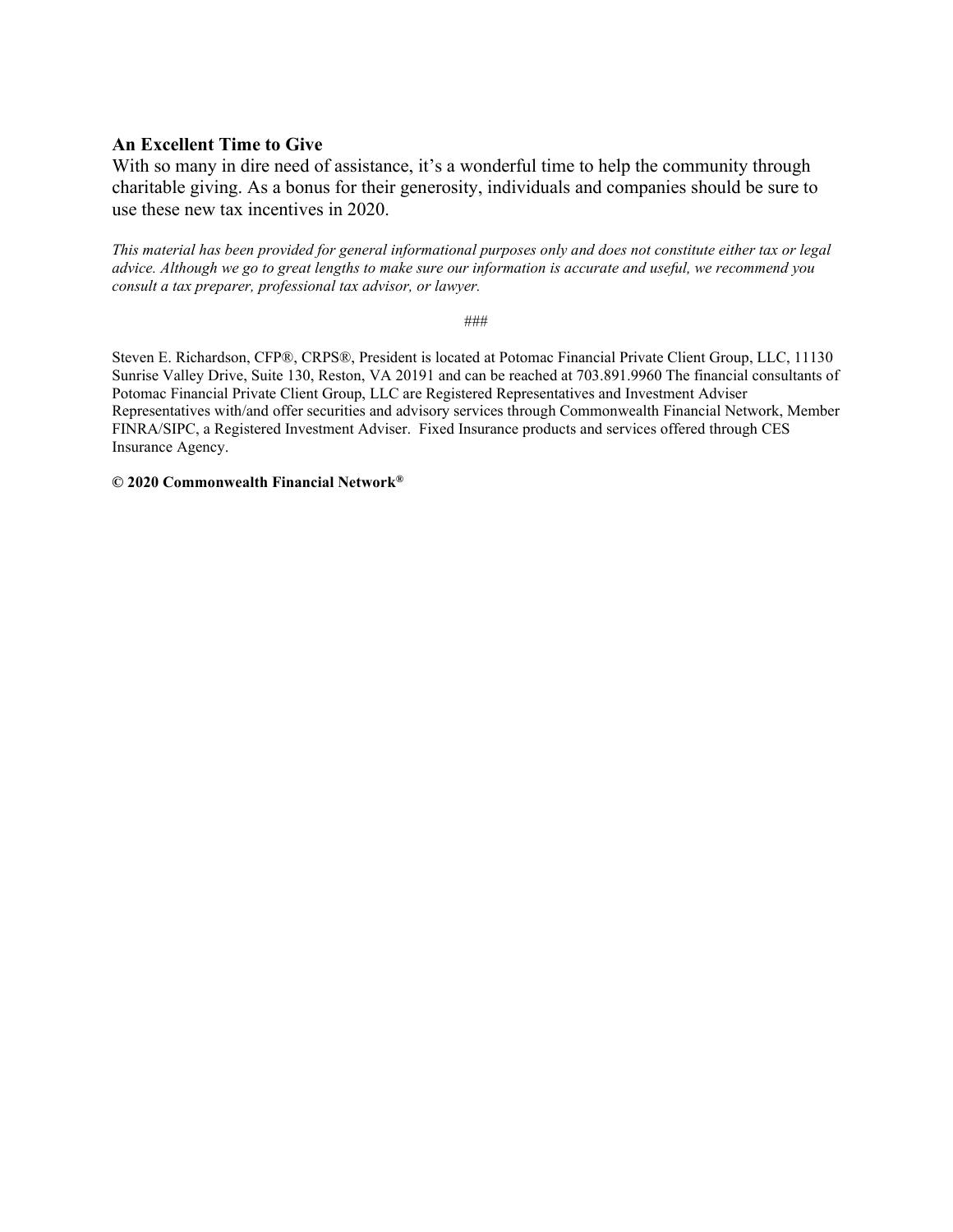**An Excellent Time to Give**

With so many in dire need of assistance, it's a wonderful time to help the community through charitable giving. As a bonus for their generosity, individuals and companies should be sure to use these new tax incentives in 2020.

*This material has been provided for general informational purposes only and does not constitute either tax or legal advice. Although we go to great lengths to make sure our information is accurate and useful, we recommend you consult a tax preparer, professional tax advisor, or lawyer.*

###

Steven E. Richardson, CFP®, CRPS®, President is located at Potomac Financial Private Client Group, LLC, 11130 Sunrise Valley Drive, Suite 130, Reston, VA 20191 and can be reached at 703.891.9960 The financial consultants of Potomac Financial Private Client Group, LLC are Registered Representatives and Investment Adviser Representatives with/and offer securities and advisory services through Commonwealth Financial Network, Member FINRA/SIPC, a Registered Investment Adviser. Fixed Insurance products and services offered through CES Insurance Agency.

**© 2020 Commonwealth Financial Network®**